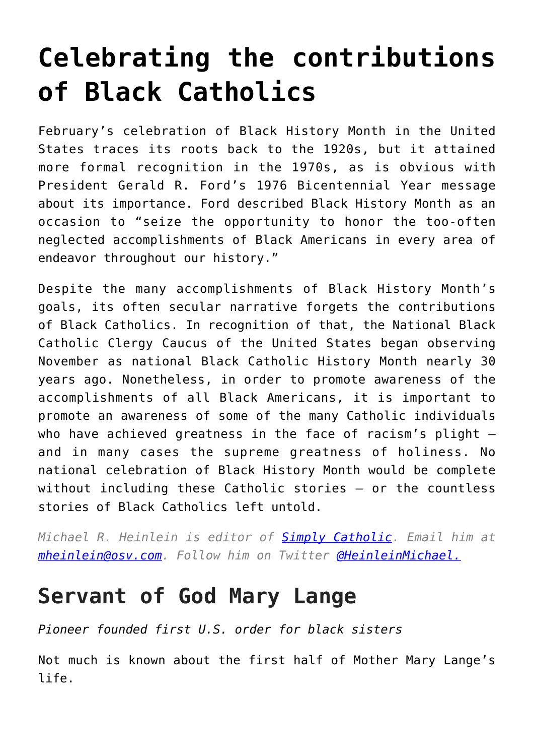# Celebrating the contributions of Black Catholics

February's celebration of Black History Month in the United States traces its roots back to the 1920s, but it attained more formal recognition in the 1970s, as is obvious with President Gerald R. Ford's 1976 Bicentennial Year message about its importance. Ford described Black History Month as an occasion to "seize the opportunity to honor the too-often neglected accomplishments of Black Americans in every area of endeavor throughout our history."

Despite the many accomplishments of Black History Month's goals, its often secular narrative forgets the contributions of Black Catholics. In recognition of that, the National Black Catholic Clergy Caucus of the United States began observing November as national Black Catholic History Month nearly 30 years ago. Nonetheless, in order to promote awareness of the accomplishments of all Black Americans, it is important to promote an awareness of some of the many Catholic individuals who have achieved greatness in the face of racism's plight — and in many cases the supreme greatness of holiness. No national celebration of Black History Month would be complete without including these Catholic stories — or the countless stories of Black Catholics left untold.

*Michael R. Heinlein is editor of [Simply Catholic](). Email him at [mheinlein@osv.com](mailto:mheinlein@osv.com). Follow him on Twitter [@HeinleinMichael.]()*

## Servant of God Mary Lange

*Pioneer founded first U.S. order for black sisters*

Not much is known about the first half of Mother Mary Lange's life.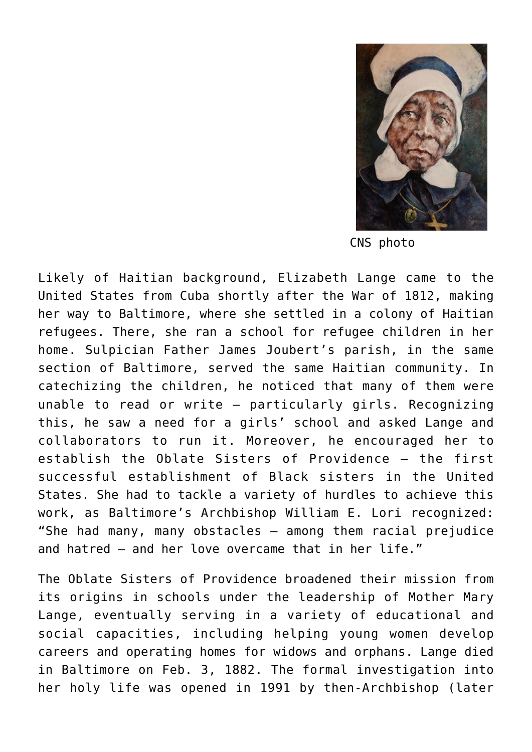CNS photo

Likely of Haitian background, Elizabeth Lange came to the United States from Cuba shortly after the War of 1812, making her way to Baltimore, where she settled in a colony of Haitian refugees. There, she ran a school for refugee children in her home. Sulpician Father James Joubert's parish, in the same section of Baltimore, served the same Haitian community. In catechizing the children, he noticed that many of them were unable to read or write — particularly girls. Recognizing this, he saw a need for a girls' school and asked Lange and collaborators to run it. Moreover, he encouraged her to establish the Oblate Sisters of Providence — the first successful establishment of Black sisters in the United States. She had to tackle a variety of hurdles to achieve this work, as Baltimore's Archbishop William E. Lori recognized: "She had many, many obstacles — among them racial prejudice and hatred — and her love overcame that in her life."

The Oblate Sisters of Providence broadened their mission from its origins in schools under the leadership of Mother Mary Lange, eventually serving in a variety of educational and social capacities, including helping young women develop careers and operating homes for widows and orphans. Lange died in Baltimore on Feb. 3, 1882. The formal investigation into her holy life was opened in 1991 by then-Archbishop (later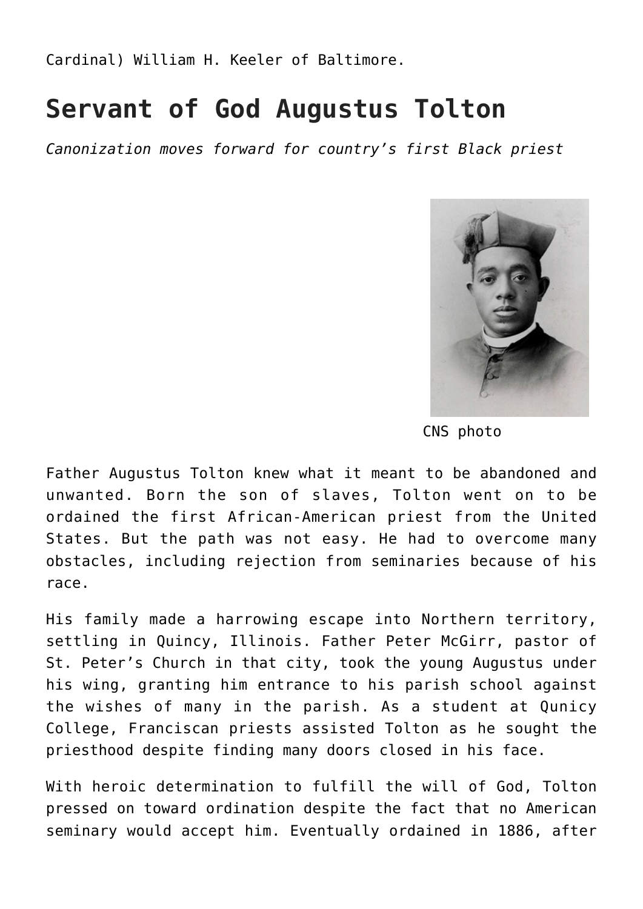Cardinal) William H. Keeler of Baltimore.

## Servant of God Augustus Tolton

*Canonization moves forward for country's first Black priest*

CNS photo

Father Augustus Tolton knew what it meant to be abandoned and unwanted. Born the son of slaves, Tolton went on to be ordained the first African-American priest from the United States. But the path was not easy. He had to overcome many obstacles, including rejection from seminaries because of his race.

His family made a harrowing escape into Northern territory, settling in Quincy, Illinois. Father Peter McGirr, pastor of St. Peter's Church in that city, took the young Augustus under his wing, granting him entrance to his parish school against the wishes of many in the parish. As a student at Qunicy College, Franciscan priests assisted Tolton as he sought the priesthood despite finding many doors closed in his face.

With heroic determination to fulfill the will of God, Tolton pressed on toward ordination despite the fact that no American seminary would accept him. Eventually ordained in 1886, after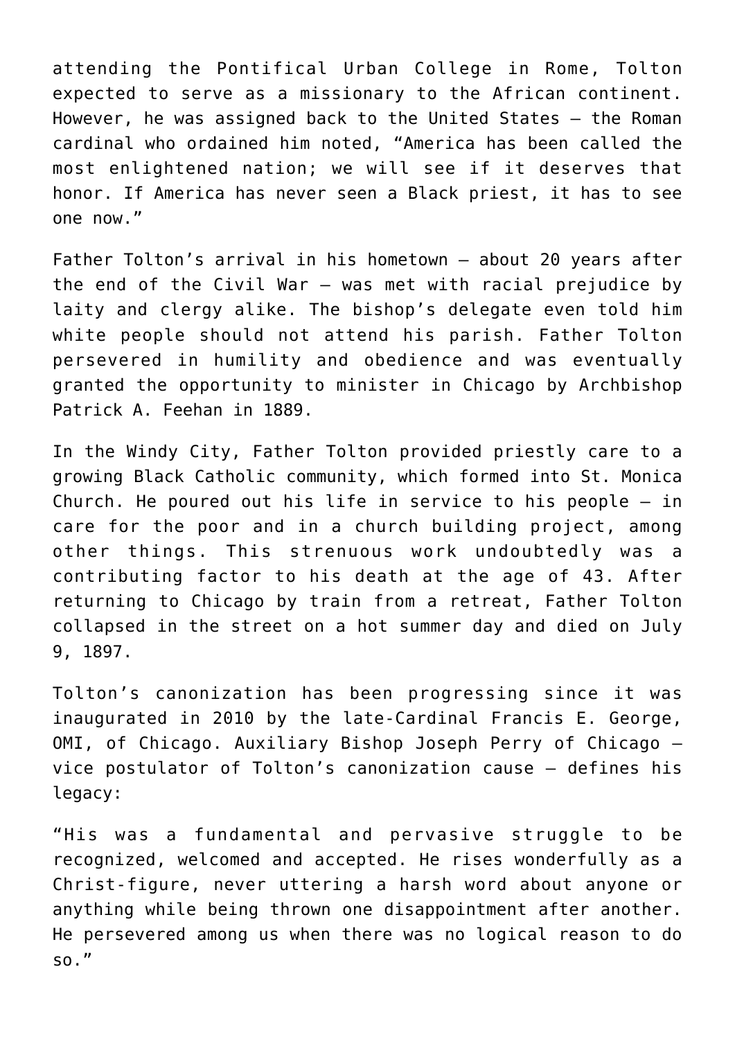attending the Pontifical Urban College in Rome, Tolton expected to serve as a missionary to the African continent. However, he was assigned back to the United States — the Roman cardinal who ordained him noted, "America has been called the most enlightened nation; we will see if it deserves that honor. If America has never seen a Black priest, it has to see one now."

Father Tolton's arrival in his hometown — about 20 years after the end of the Civil War — was met with racial prejudice by laity and clergy alike. The bishop's delegate even told him white people should not attend his parish. Father Tolton persevered in humility and obedience and was eventually granted the opportunity to minister in Chicago by Archbishop Patrick A. Feehan in 1889.

In the Windy City, Father Tolton provided priestly care to a growing Black Catholic community, which formed into St. Monica Church. He poured out his life in service to his people — in care for the poor and in a church building project, among other things. This strenuous work undoubtedly was a contributing factor to his death at the age of 43. After returning to Chicago by train from a retreat, Father Tolton collapsed in the street on a hot summer day and died on July 9, 1897.

Tolton's canonization has been progressing since it was inaugurated in 2010 by the late-Cardinal Francis E. George, OMI, of Chicago. Auxiliary Bishop Joseph Perry of Chicago — vice postulator of Tolton's canonization cause — defines his legacy:

"His was a fundamental and pervasive struggle to be recognized, welcomed and accepted. He rises wonderfully as a Christ-figure, never uttering a harsh word about anyone or anything while being thrown one disappointment after another. He persevered among us when there was no logical reason to do so."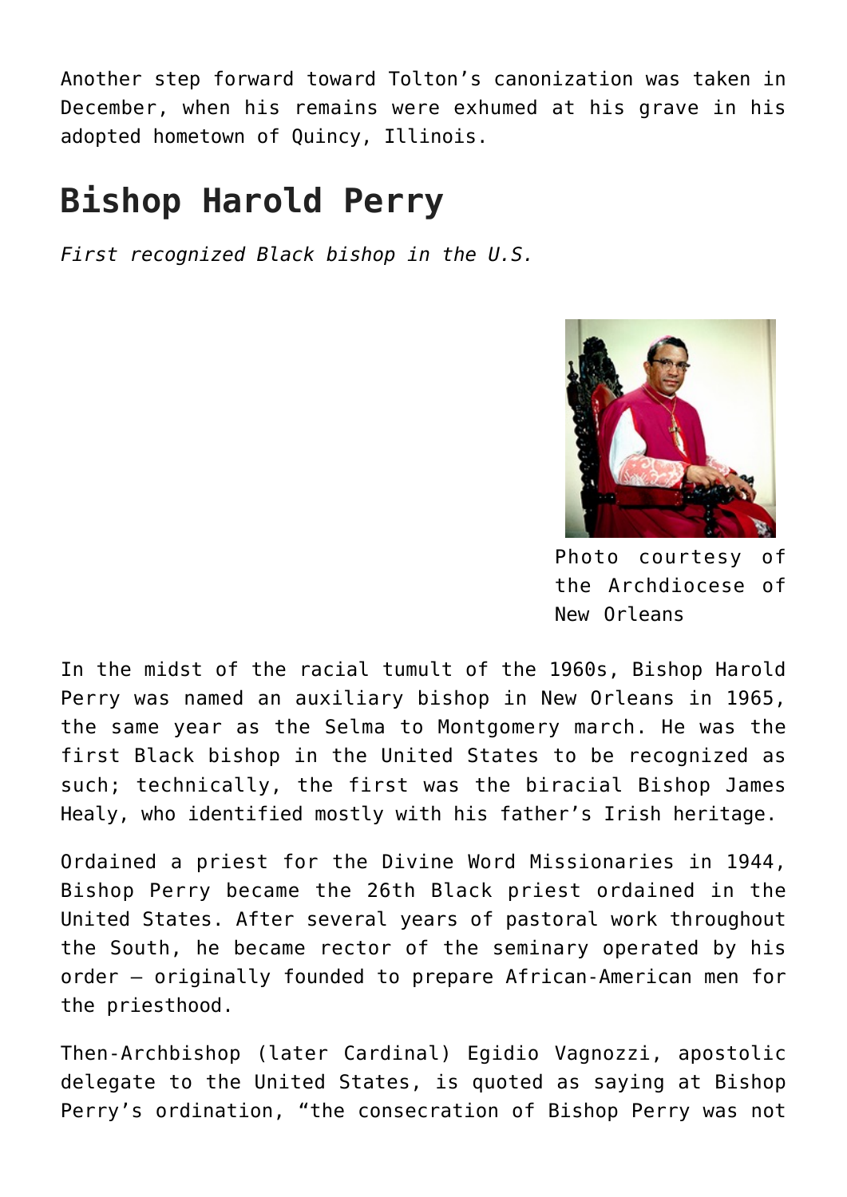Another step forward toward Tolton's canonization was taken in December, when his remains were exhumed at his grave in his adopted hometown of Quincy, Illinois.

## Bishop Harold Perry

*First recognized Black bishop in the U.S.*

Photo courtesy of the Archdiocese of New Orleans

In the midst of the racial tumult of the 1960s, Bishop Harold Perry was named an auxiliary bishop in New Orleans in 1965, the same year as the Selma to Montgomery march. He was the first Black bishop in the United States to be recognized as such; technically, the first was the biracial Bishop James Healy, who identified mostly with his father's Irish heritage.

Ordained a priest for the Divine Word Missionaries in 1944, Bishop Perry became the 26th Black priest ordained in the United States. After several years of pastoral work throughout the South, he became rector of the seminary operated by his order — originally founded to prepare African-American men for the priesthood.

Then-Archbishop (later Cardinal) Egidio Vagnozzi, apostolic delegate to the United States, is quoted as saying at Bishop Perry's ordination, "the consecration of Bishop Perry was not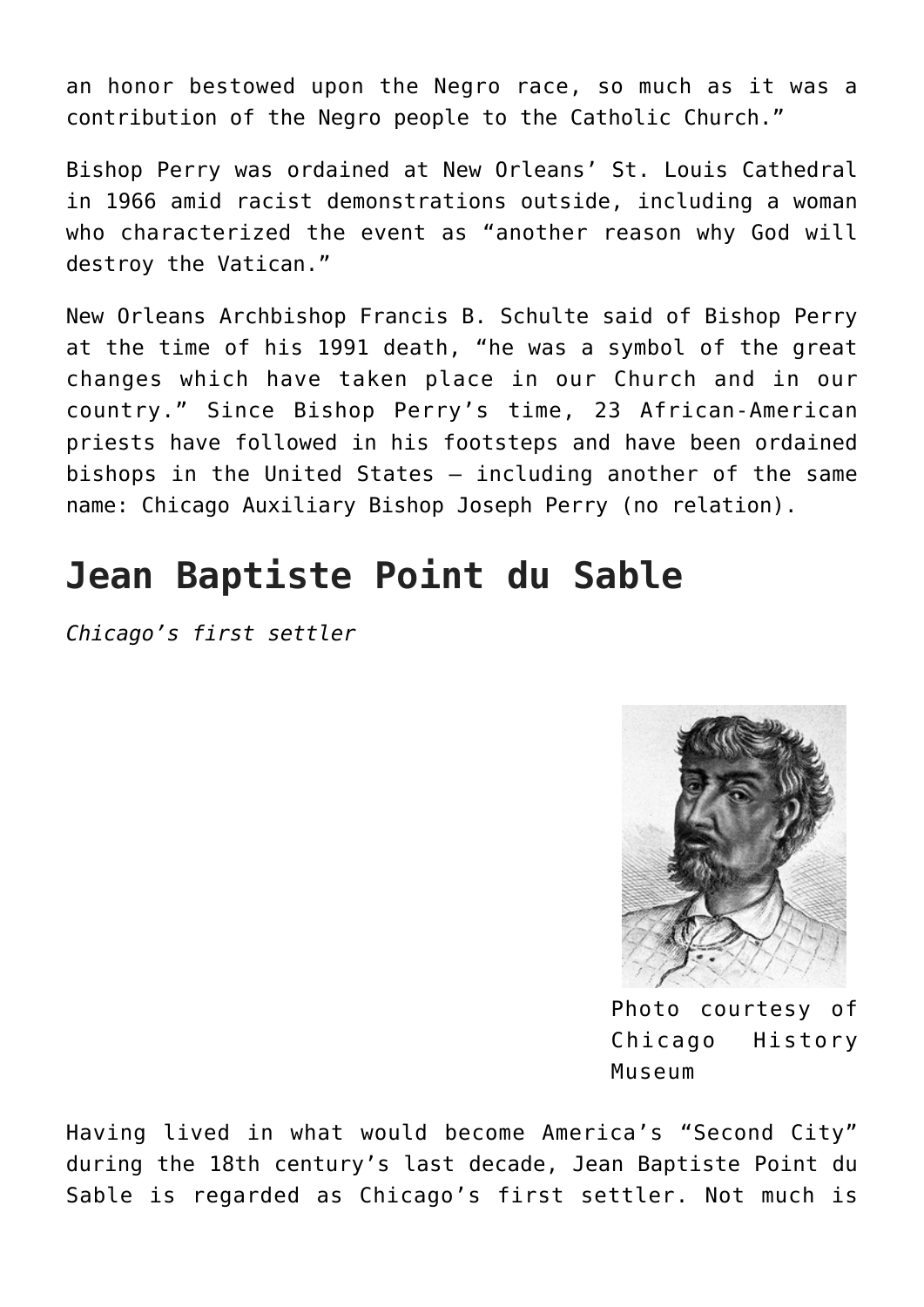an honor bestowed upon the Negro race, so much as it was a contribution of the Negro people to the Catholic Church."

Bishop Perry was ordained at New Orleans' St. Louis Cathedral in 1966 amid racist demonstrations outside, including a woman who characterized the event as "another reason why God will destroy the Vatican."

New Orleans Archbishop Francis B. Schulte said of Bishop Perry at the time of his 1991 death, "he was a symbol of the great changes which have taken place in our Church and in our country." Since Bishop Perry's time, 23 African-American priests have followed in his footsteps and have been ordained bishops in the United States – including another of the same name: Chicago Auxiliary Bishop Joseph Perry (no relation).

## Jean Baptiste Point du Sable

*Chicago's first settler*

Photo courtesy of Chicago History Museum

Having lived in what would become America's "Second City" during the 18th century's last decade, Jean Baptiste Point du Sable is regarded as Chicago's first settler. Not much is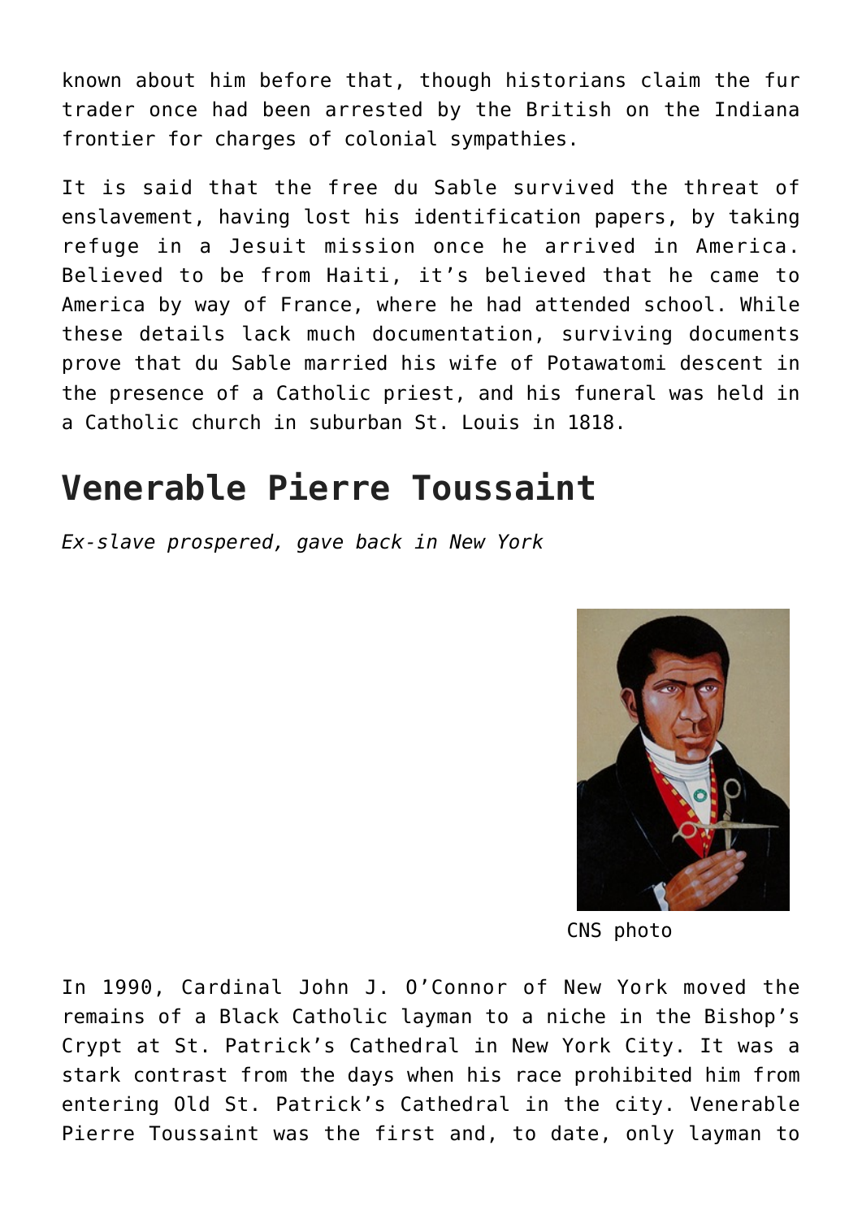known about him before that, though historians claim the fur trader once had been arrested by the British on the Indiana frontier for charges of colonial sympathies.

It is said that the free du Sable survived the threat of enslavement, having lost his identification papers, by taking refuge in a Jesuit mission once he arrived in America. Believed to be from Haiti, it's believed that he came to America by way of France, where he had attended school. While these details lack much documentation, surviving documents prove that du Sable married his wife of Potawatomi descent in the presence of a Catholic priest, and his funeral was held in a Catholic church in suburban St. Louis in 1818.

## Venerable Pierre Toussaint

*Ex-slave prospered, gave back in New York*

CNS photo

In 1990, Cardinal John J. O'Connor of New York moved the remains of a Black Catholic layman to a niche in the Bishop's Crypt at St. Patrick's Cathedral in New York City. It was a stark contrast from the days when his race prohibited him from entering Old St. Patrick's Cathedral in the city. Venerable Pierre Toussaint was the first and, to date, only layman to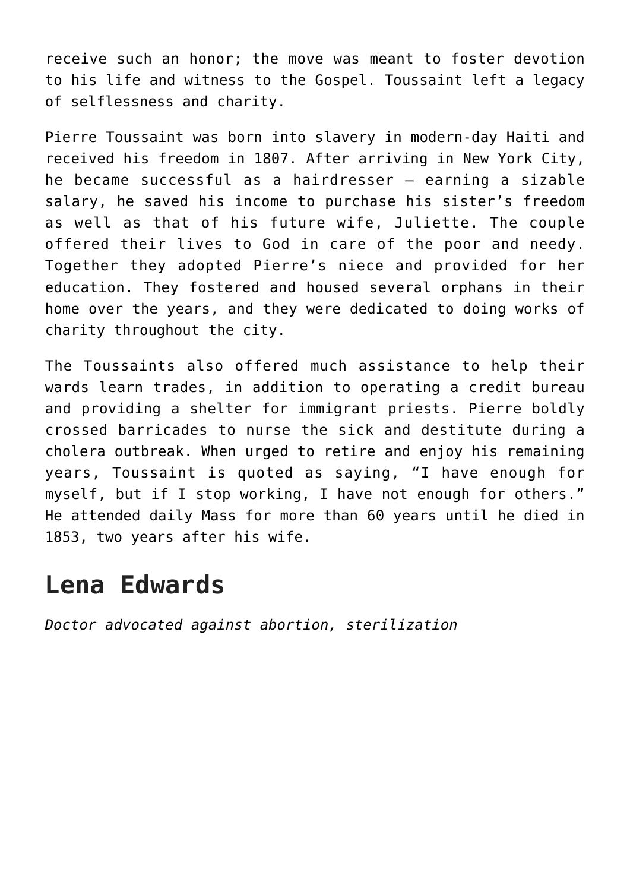receive such an honor; the move was meant to foster devotion to his life and witness to the Gospel. Toussaint left a legacy of selflessness and charity.

Pierre Toussaint was born into slavery in modern-day Haiti and received his freedom in 1807. After arriving in New York City, he became successful as a hairdresser — earning a sizable salary, he saved his income to purchase his sister's freedom as well as that of his future wife, Juliette. The couple offered their lives to God in care of the poor and needy. Together they adopted Pierre's niece and provided for her education. They fostered and housed several orphans in their home over the years, and they were dedicated to doing works of charity throughout the city.

The Toussaints also offered much assistance to help their wards learn trades, in addition to operating a credit bureau and providing a shelter for immigrant priests. Pierre boldly crossed barricades to nurse the sick and destitute during a cholera outbreak. When urged to retire and enjoy his remaining years, Toussaint is quoted as saying, "I have enough for myself, but if I stop working, I have not enough for others." He attended daily Mass for more than 60 years until he died in 1853, two years after his wife.

## Lena Edwards

*Doctor advocated against abortion, sterilization*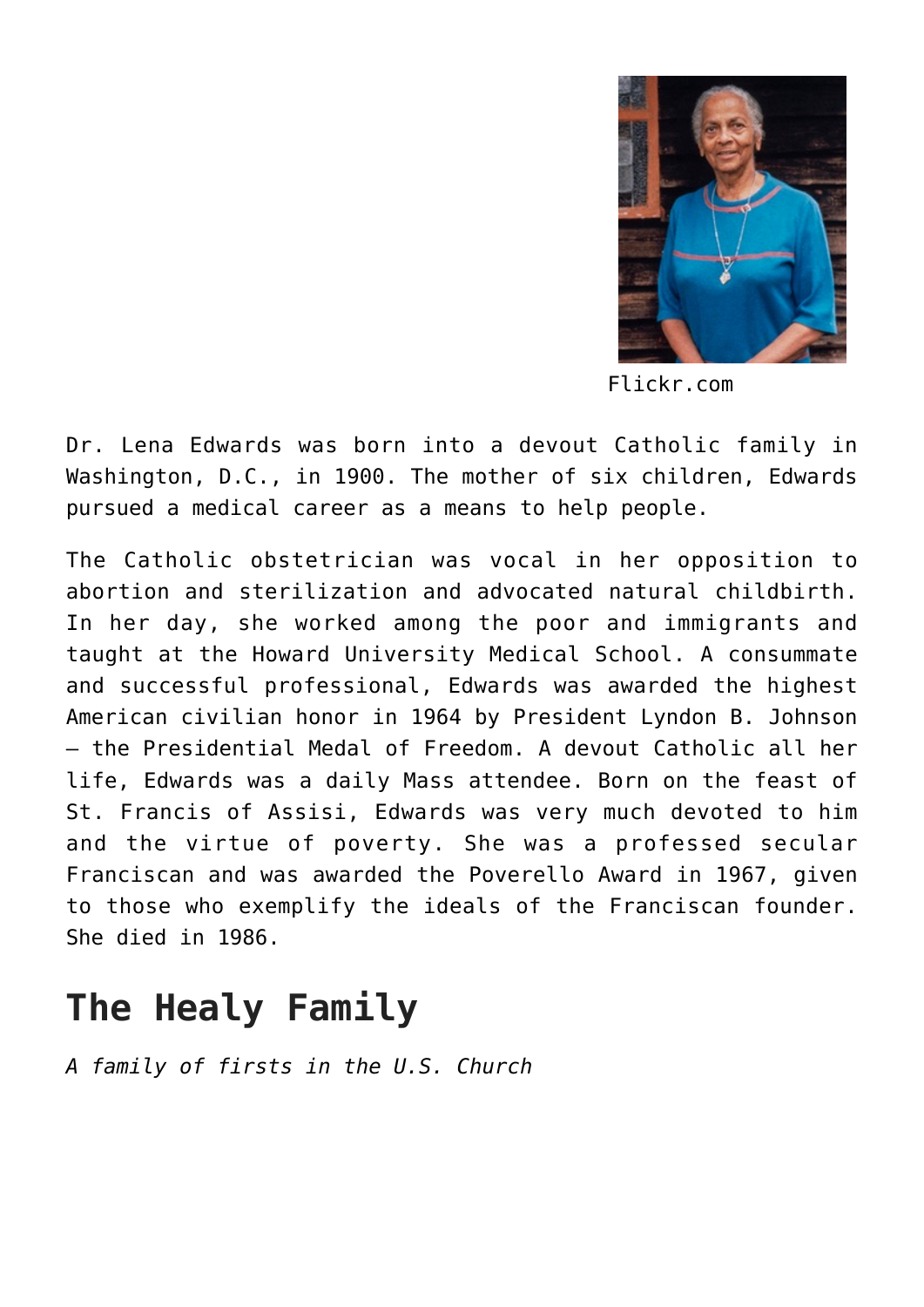Flickr.com

Dr. Lena Edwards was born into a devout Catholic family in Washington, D.C., in 1900. The mother of six children, Edwards pursued a medical career as a means to help people.

The Catholic obstetrician was vocal in her opposition to abortion and sterilization and advocated natural childbirth. In her day, she worked among the poor and immigrants and taught at the Howard University Medical School. A consummate and successful professional, Edwards was awarded the highest American civilian honor in 1964 by President Lyndon B. Johnson – the Presidential Medal of Freedom. A devout Catholic all her life, Edwards was a daily Mass attendee. Born on the feast of St. Francis of Assisi, Edwards was very much devoted to him and the virtue of poverty. She was a professed secular Franciscan and was awarded the Poverello Award in 1967, given to those who exemplify the ideals of the Franciscan founder. She died in 1986.

## The Healy Family

*A family of firsts in the U.S. Church*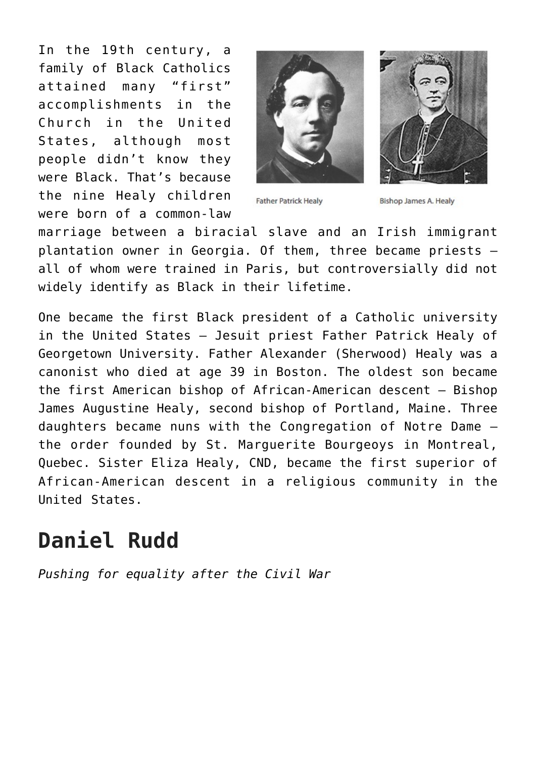In the 19th century, a family of Black Catholics attained many "first" accomplishments in the Church in the United States, although most people didn't know they were Black. That's because the nine Healy children were born of a common-law marriage between a biracial slave and an Irish immigrant plantation owner in Georgia. Of them, three became priests — all of whom were trained in Paris, but controversially did not widely identify as Black in their lifetime.

Father Patrick Healy

Bishop James A. Healy

One became the first Black president of a Catholic university in the United States — Jesuit priest Father Patrick Healy of Georgetown University. Father Alexander (Sherwood) Healy was a canonist who died at age 39 in Boston. The oldest son became the first American bishop of African-American descent — Bishop James Augustine Healy, second bishop of Portland, Maine. Three daughters became nuns with the Congregation of Notre Dame — the order founded by St. Marguerite Bourgeoys in Montreal, Quebec. Sister Eliza Healy, CND, became the first superior of African-American descent in a religious community in the United States.

## Daniel Rudd

*Pushing for equality after the Civil War*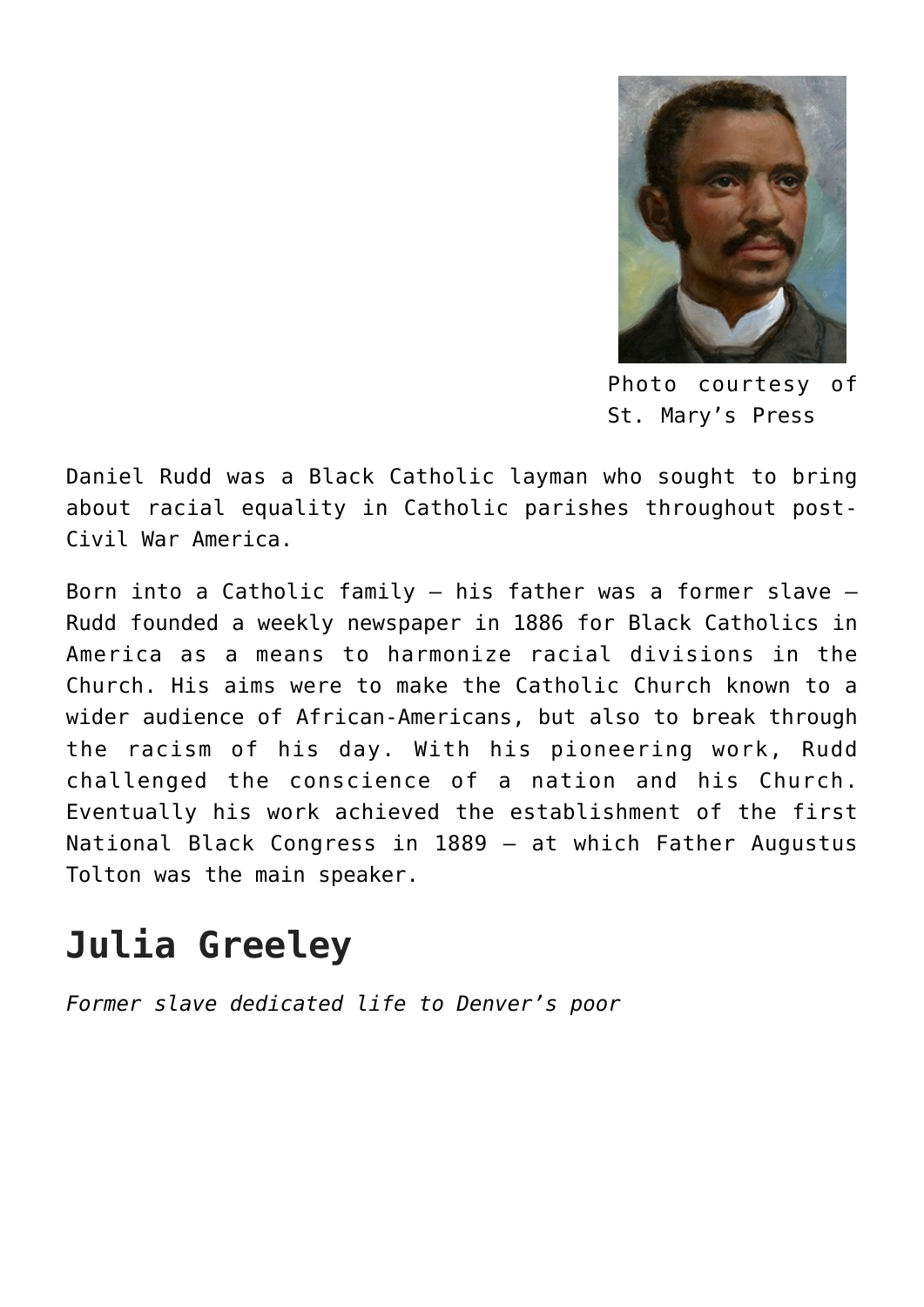Photo courtesy of St. Mary's Press

Daniel Rudd was a Black Catholic layman who sought to bring about racial equality in Catholic parishes throughout post-Civil War America.

Born into a Catholic family — his father was a former slave — Rudd founded a weekly newspaper in 1886 for Black Catholics in America as a means to harmonize racial divisions in the Church. His aims were to make the Catholic Church known to a wider audience of African-Americans, but also to break through the racism of his day. With his pioneering work, Rudd challenged the conscience of a nation and his Church. Eventually his work achieved the establishment of the first National Black Congress in 1889 — at which Father Augustus Tolton was the main speaker.

## Julia Greeley

*Former slave dedicated life to Denver's poor*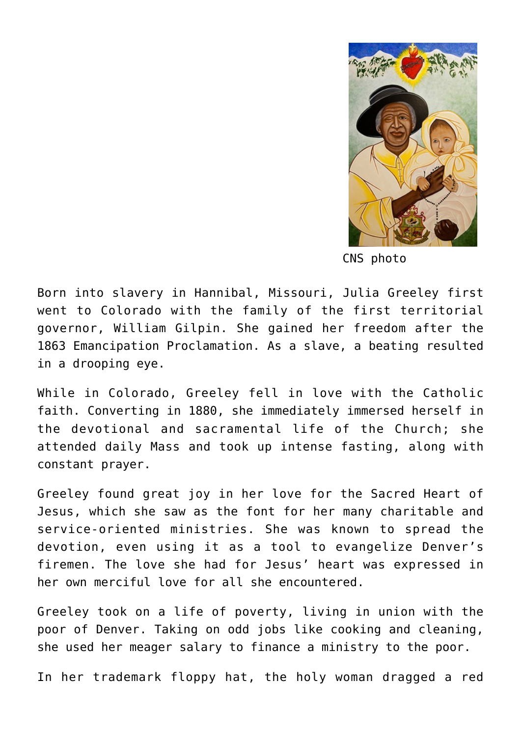CNS photo

Born into slavery in Hannibal, Missouri, Julia Greeley first went to Colorado with the family of the first territorial governor, William Gilpin. She gained her freedom after the 1863 Emancipation Proclamation. As a slave, a beating resulted in a drooping eye.

While in Colorado, Greeley fell in love with the Catholic faith. Converting in 1880, she immediately immersed herself in the devotional and sacramental life of the Church; she attended daily Mass and took up intense fasting, along with constant prayer.

Greeley found great joy in her love for the Sacred Heart of Jesus, which she saw as the font for her many charitable and service-oriented ministries. She was known to spread the devotion, even using it as a tool to evangelize Denver's firemen. The love she had for Jesus' heart was expressed in her own merciful love for all she encountered.

Greeley took on a life of poverty, living in union with the poor of Denver. Taking on odd jobs like cooking and cleaning, she used her meager salary to finance a ministry to the poor.

In her trademark floppy hat, the holy woman dragged a red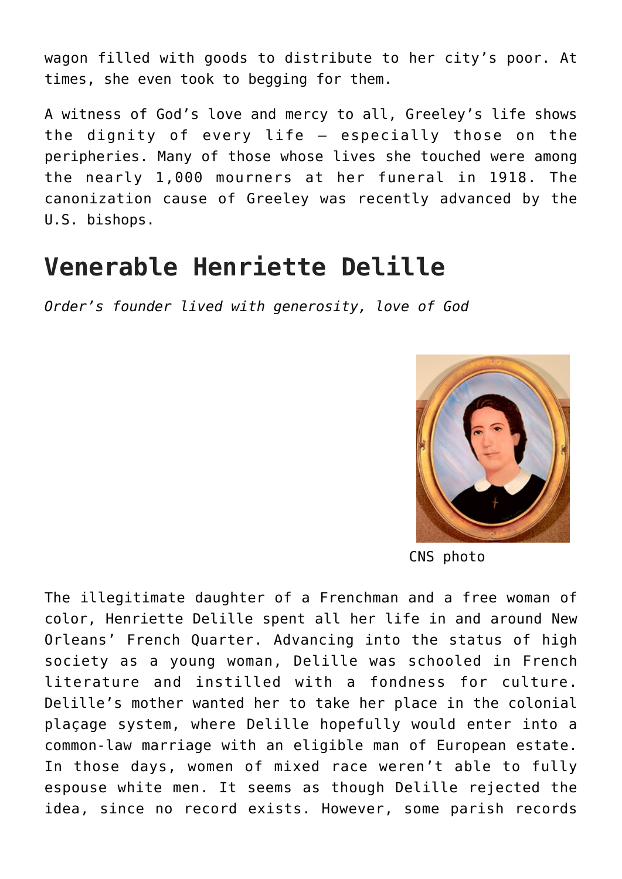wagon filled with goods to distribute to her city's poor. At times, she even took to begging for them.

A witness of God's love and mercy to all, Greeley's life shows the dignity of every life — especially those on the peripheries. Many of those whose lives she touched were among the nearly 1,000 mourners at her funeral in 1918. The canonization cause of Greeley was recently advanced by the U.S. bishops.

## Venerable Henriette Delille

*Order's founder lived with generosity, love of God*

CNS photo

The illegitimate daughter of a Frenchman and a free woman of color, Henriette Delille spent all her life in and around New Orleans' French Quarter. Advancing into the status of high society as a young woman, Delille was schooled in French literature and instilled with a fondness for culture. Delille's mother wanted her to take her place in the colonial plaçage system, where Delille hopefully would enter into a common-law marriage with an eligible man of European estate. In those days, women of mixed race weren't able to fully espouse white men. It seems as though Delille rejected the idea, since no record exists. However, some parish records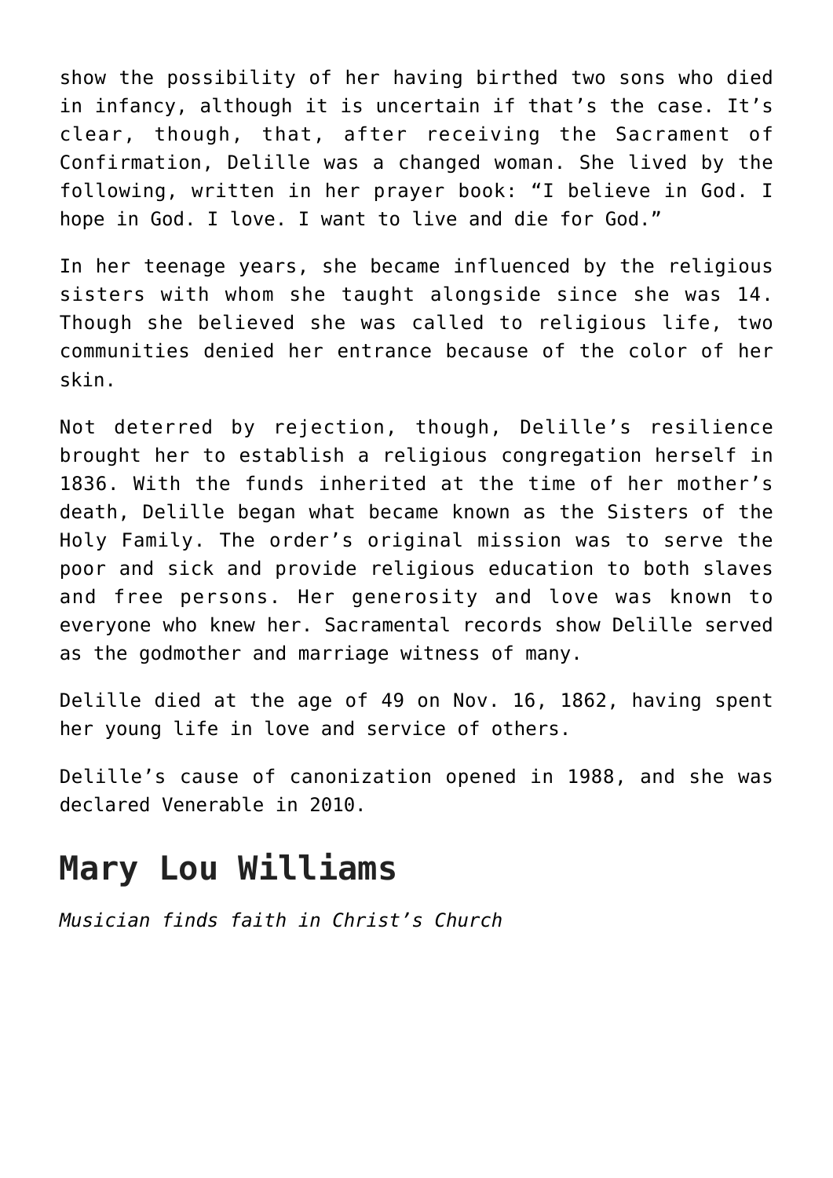show the possibility of her having birthed two sons who died in infancy, although it is uncertain if that's the case. It's clear, though, that, after receiving the Sacrament of Confirmation, Delille was a changed woman. She lived by the following, written in her prayer book: "I believe in God. I hope in God. I love. I want to live and die for God."

In her teenage years, she became influenced by the religious sisters with whom she taught alongside since she was 14. Though she believed she was called to religious life, two communities denied her entrance because of the color of her skin.

Not deterred by rejection, though, Delille's resilience brought her to establish a religious congregation herself in 1836. With the funds inherited at the time of her mother's death, Delille began what became known as the Sisters of the Holy Family. The order's original mission was to serve the poor and sick and provide religious education to both slaves and free persons. Her generosity and love was known to everyone who knew her. Sacramental records show Delille served as the godmother and marriage witness of many.

Delille died at the age of 49 on Nov. 16, 1862, having spent her young life in love and service of others.

Delille's cause of canonization opened in 1988, and she was declared Venerable in 2010.

## Mary Lou Williams

*Musician finds faith in Christ's Church*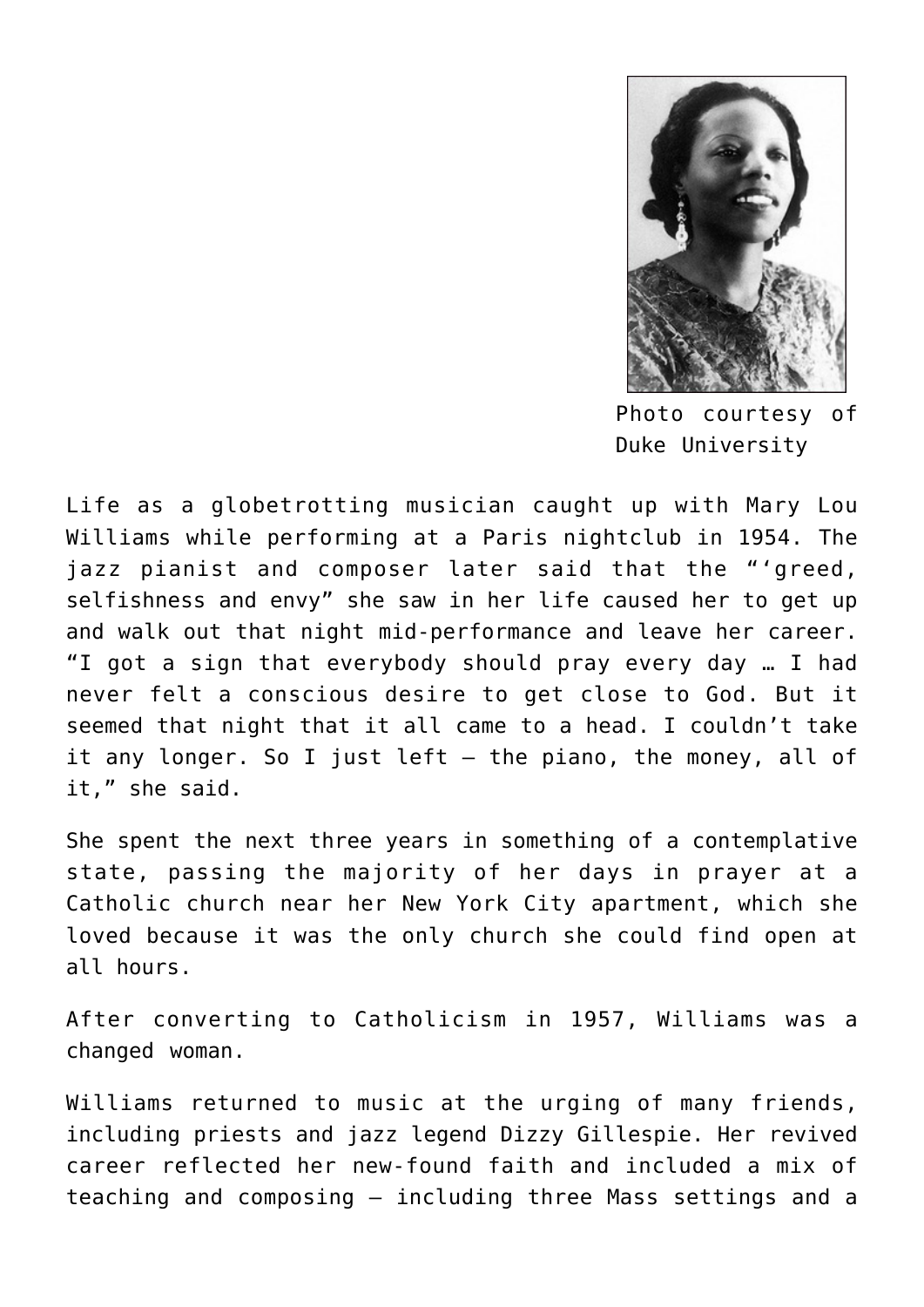Photo courtesy of Duke University

Life as a globetrotting musician caught up with Mary Lou Williams while performing at a Paris nightclub in 1954. The jazz pianist and composer later said that the "'greed, selfishness and envy" she saw in her life caused her to get up and walk out that night mid-performance and leave her career. "I got a sign that everybody should pray every day … I had never felt a conscious desire to get close to God. But it seemed that night that it all came to a head. I couldn't take it any longer. So I just left — the piano, the money, all of it," she said.

She spent the next three years in something of a contemplative state, passing the majority of her days in prayer at a Catholic church near her New York City apartment, which she loved because it was the only church she could find open at all hours.

After converting to Catholicism in 1957, Williams was a changed woman.

Williams returned to music at the urging of many friends, including priests and jazz legend Dizzy Gillespie. Her revived career reflected her new-found faith and included a mix of teaching and composing — including three Mass settings and a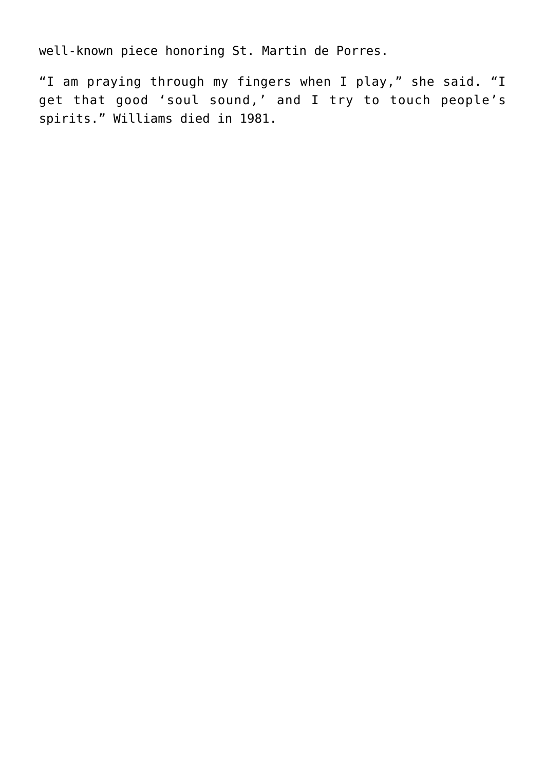well-known piece honoring St. Martin de Porres.

“I am praying through my fingers when I play,” she said. “I get that good ‘soul sound,’ and I try to touch people’s spirits.” Williams died in 1981.